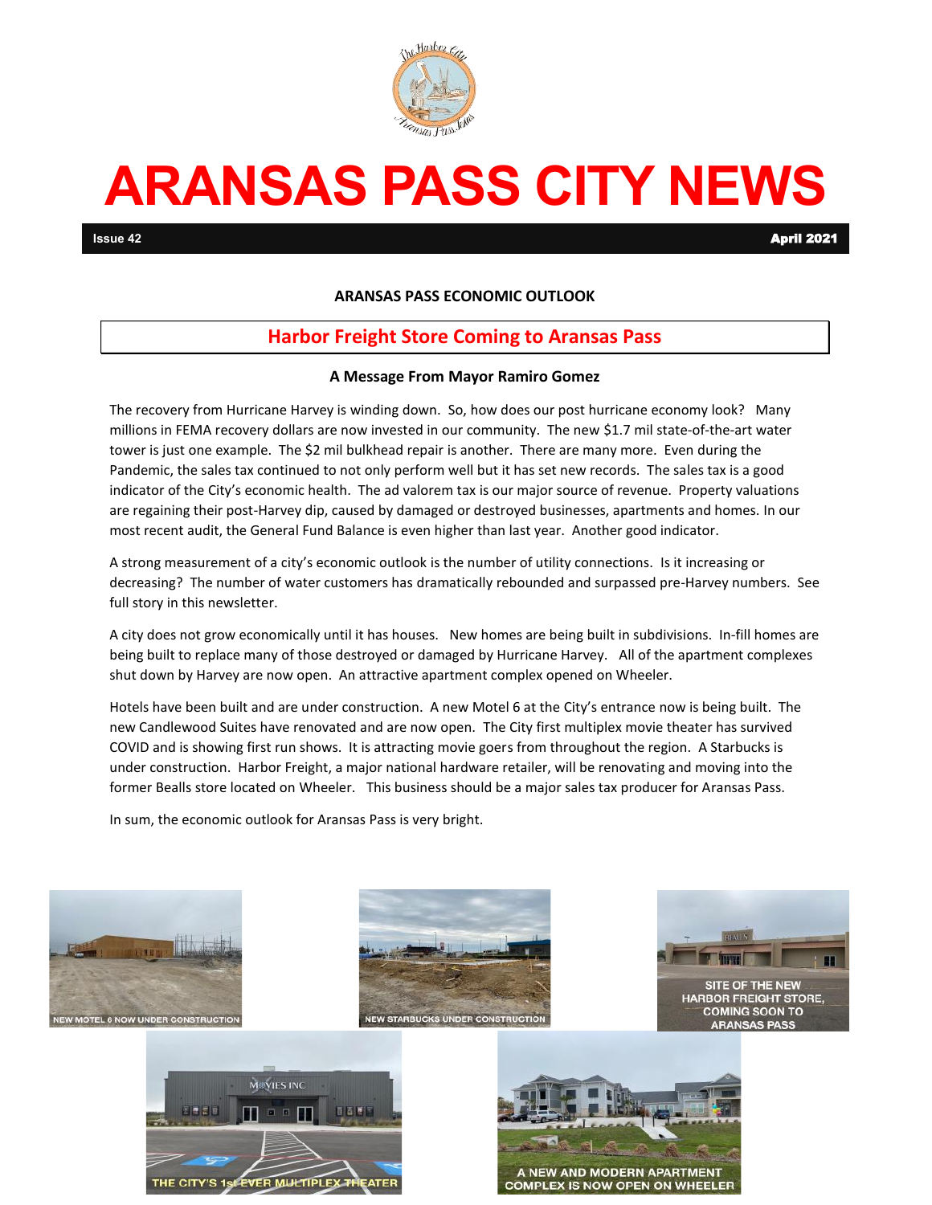# ARANSAS PASS CITY NEWS

**Issue 42** **April 2021**

**ARANSAS PASS ECONOMIC OUTLOOK**

## Harbor Freight Store Coming to Aransas Pass

**A Message From Mayor Ramiro Gomez**

The recovery from Hurricane Harvey is winding down. So, how does our post hurricane economy look? Many millions in FEMA recovery dollars are now invested in our community. The new $1.7 mil state-of-the-art water tower is just one example. The $2 mil bulkhead repair is another. There are many more. Even during the Pandemic, the sales tax continued to not only perform well but it has set new records. The sales tax is a good indicator of the City's economic health. The ad valorem tax is our major source of revenue. Property valuations are regaining their post-Harvey dip, caused by damaged or destroyed businesses, apartments and homes. In our most recent audit, the General Fund Balance is even higher than last year. Another good indicator.

A strong measurement of a city's economic outlook is the number of utility connections. Is it increasing or decreasing? The number of water customers has dramatically rebounded and surpassed pre-Harvey numbers. See full story in this newsletter.

A city does not grow economically until it has houses. New homes are being built in subdivisions. In-fill homes are being built to replace many of those destroyed or damaged by Hurricane Harvey. All of the apartment complexes shut down by Harvey are now open. An attractive apartment complex opened on Wheeler.

Hotels have been built and are under construction. A new Motel 6 at the City's entrance now is being built. The new Candlewood Suites have renovated and are now open. The City first multiplex movie theater has survived COVID and is showing first run shows. It is attracting movie goers from throughout the region. A Starbucks is under construction. Harbor Freight, a major national hardware retailer, will be renovating and moving into the former Bealls store located on Wheeler. This business should be a major sales tax producer for Aransas Pass.

In sum, the economic outlook for Aransas Pass is very bright.

NEW MOTEL 6 NOW UNDER CONSTRUCTION

NEW STARBUCKS UNDER CONSTRUCTION

SITE OF THE NEW HARBOR FREIGHT STORE, COMING SOON TO ARANSAS PASS

THE CITY'S 1st EVER MULTIPLEX THEATER

A NEW AND MODERN APARTMENT COMPLEX IS NOW OPEN ON WHEELER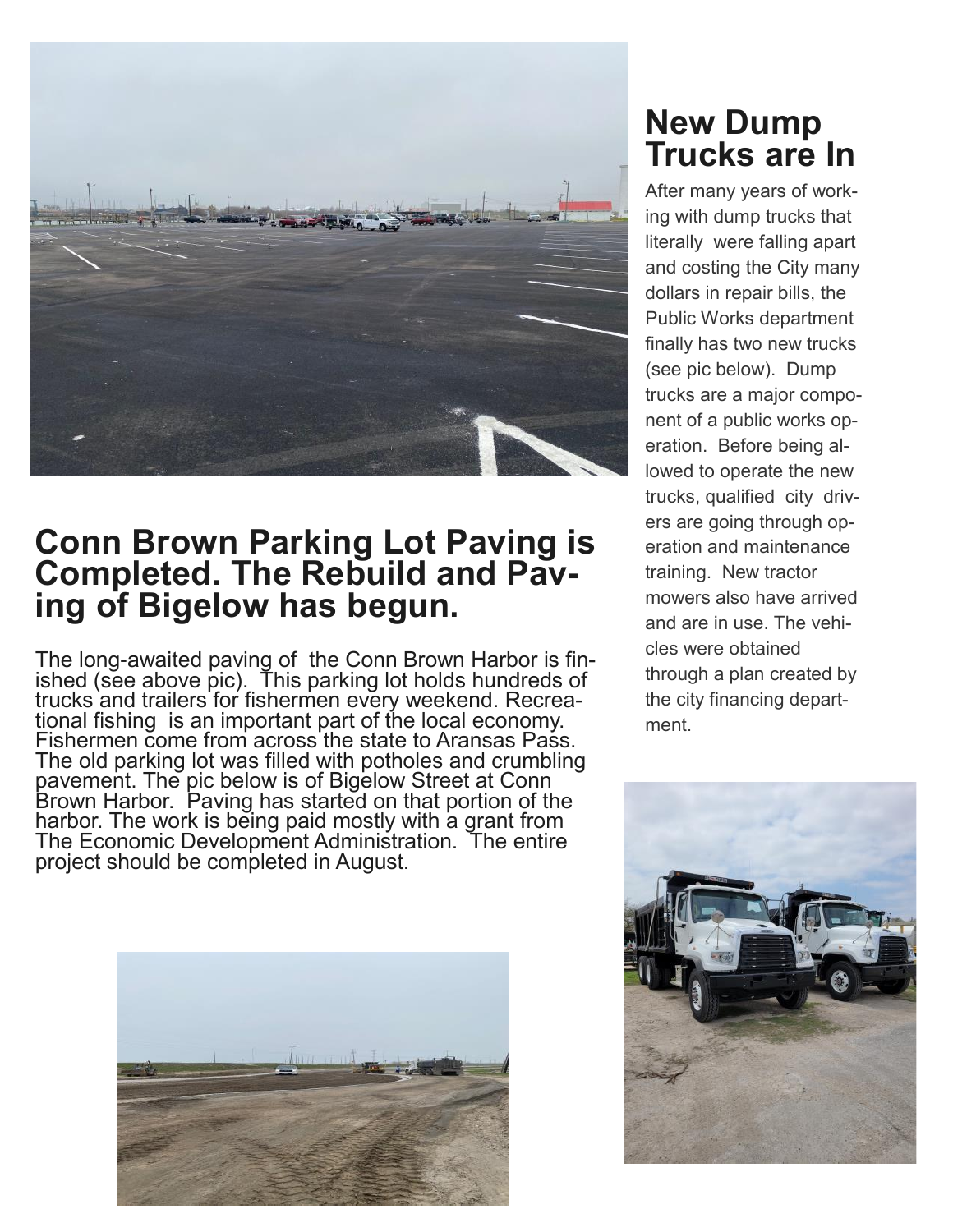## Conn Brown Parking Lot Paving is Completed. The Rebuild and Paving of Bigelow has begun.

The long-awaited paving of the Conn Brown Harbor is finished (see above pic). This parking lot holds hundreds of trucks and trailers for fishermen every weekend. Recreational fishing is an important part of the local economy. Fishermen come from across the state to Aransas Pass. The old parking lot was filled with potholes and crumbling pavement. The pic below is of Bigelow Street at Conn Brown Harbor. Paving has started on that portion of the harbor. The work is being paid mostly with a grant from The Economic Development Administration. The entire project should be completed in August.

## New Dump Trucks are In

After many years of working with dump trucks that literally were falling apart and costing the City many dollars in repair bills, the Public Works department finally has two new trucks (see pic below). Dump trucks are a major component of a public works operation. Before being allowed to operate the new trucks, qualified city drivers are going through operation and maintenance training. New tractor mowers also have arrived and are in use. The vehicles were obtained through a plan created by the city financing department.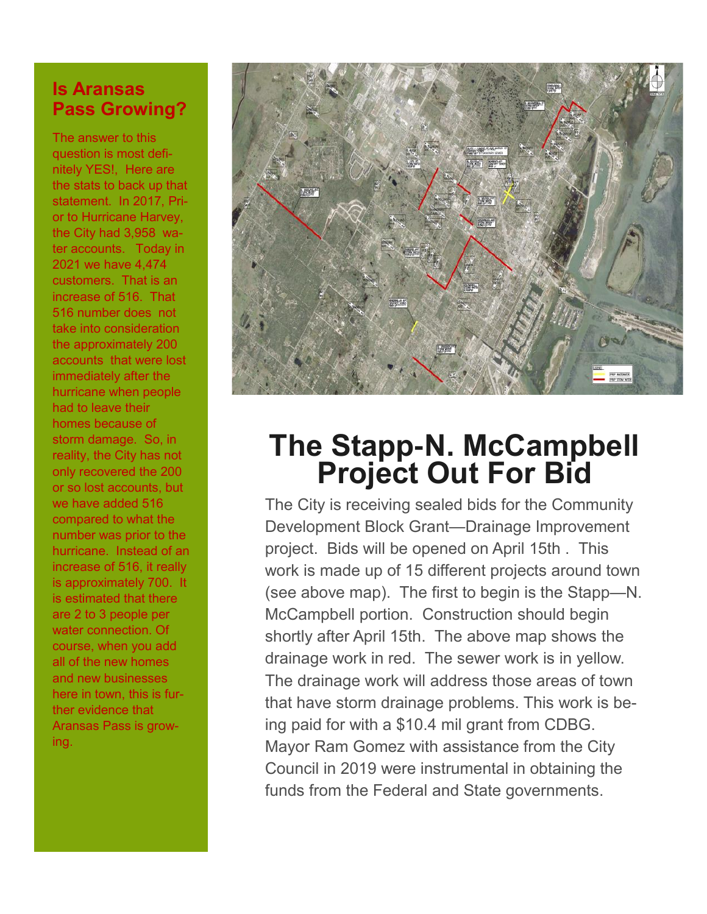## Is Aransas Pass Growing?

The answer to this question is most definitely YES!, Here are the stats to back up that statement. In 2017, Prior to Hurricane Harvey, the City had 3,958 water accounts. Today in 2021 we have 4,474 customers. That is an increase of 516. That 516 number does not take into consideration the approximately 200 accounts that were lost immediately after the hurricane when people had to leave their homes because of storm damage. So, in reality, the City has not only recovered the 200 or so lost accounts, but we have added 516 compared to what the number was prior to the hurricane. Instead of an increase of 516, it really is approximately 700. It is estimated that there are 2 to 3 people per water connection. Of course, when you add all of the new homes and new businesses here in town, this is further evidence that Aransas Pass is growing.

# The Stapp-N. McCampbell Project Out For Bid

The City is receiving sealed bids for the Community Development Block Grant—Drainage Improvement project. Bids will be opened on April 15th . This work is made up of 15 different projects around town (see above map). The first to begin is the Stapp—N. McCampbell portion. Construction should begin shortly after April 15th. The above map shows the drainage work in red. The sewer work is in yellow. The drainage work will address those areas of town that have storm drainage problems. This work is being paid for with a $10.4 mil grant from CDBG. Mayor Ram Gomez with assistance from the City Council in 2019 were instrumental in obtaining the funds from the Federal and State governments.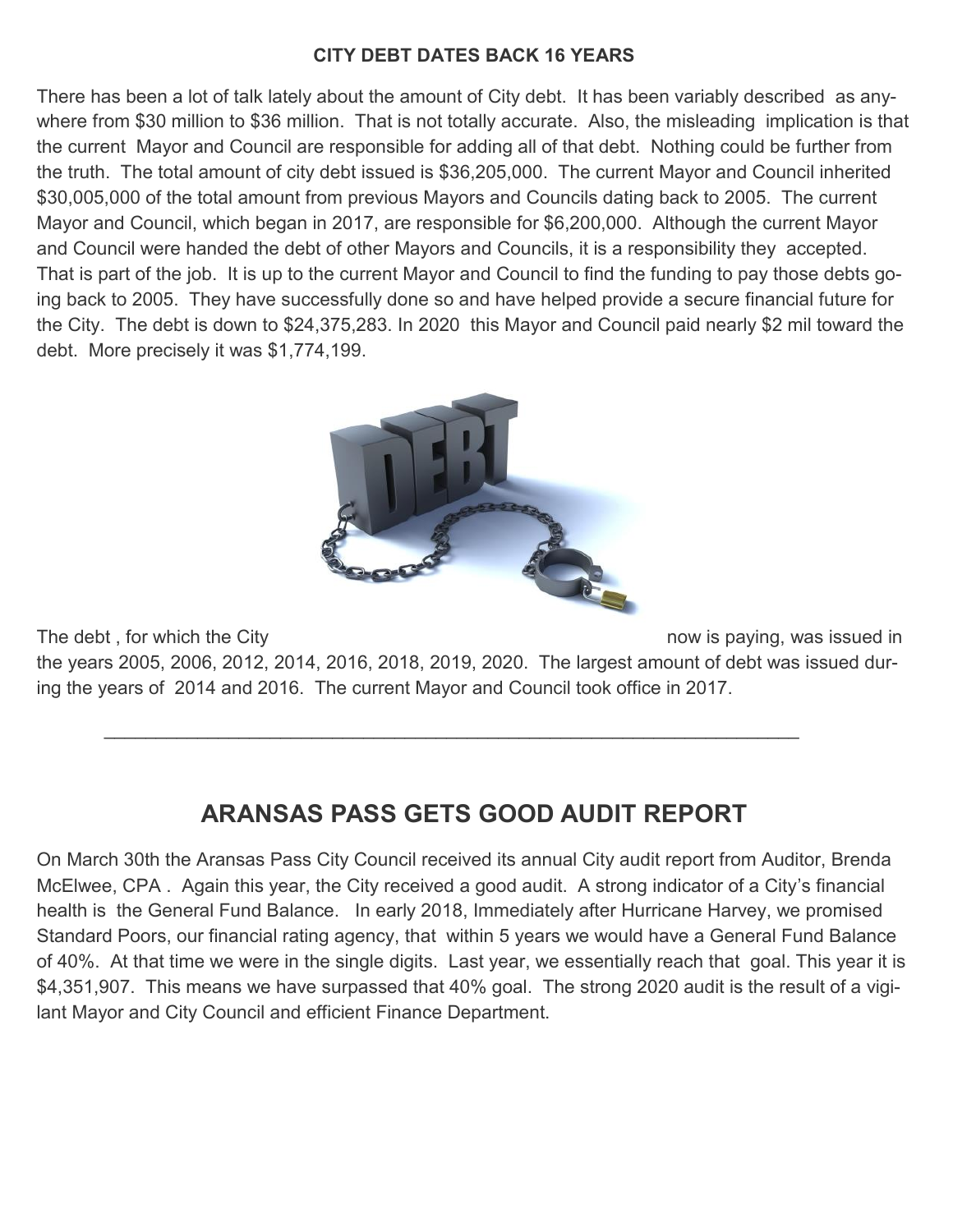**CITY DEBT DATES BACK 16 YEARS**

There has been a lot of talk lately about the amount of City debt. It has been variably described as anywhere from $30 million to $36 million. That is not totally accurate. Also, the misleading implication is that the current Mayor and Council are responsible for adding all of that debt. Nothing could be further from the truth. The total amount of city debt issued is $36,205,000. The current Mayor and Council inherited $30,005,000 of the total amount from previous Mayors and Councils dating back to 2005. The current Mayor and Council, which began in 2017, are responsible for $6,200,000. Although the current Mayor and Council were handed the debt of other Mayors and Councils, it is a responsibility they accepted. That is part of the job. It is up to the current Mayor and Council to find the funding to pay those debts going back to 2005. They have successfully done so and have helped provide a secure financial future for the City. The debt is down to $24,375,283. In 2020 this Mayor and Council paid nearly $2 mil toward the debt. More precisely it was $1,774,199.

The debt , for which the City now is paying, was issued in the years 2005, 2006, 2012, 2014, 2016, 2018, 2019, 2020. The largest amount of debt was issued during the years of 2014 and 2016. The current Mayor and Council took office in 2017.

---

## ARANSAS PASS GETS GOOD AUDIT REPORT

On March 30th the Aransas Pass City Council received its annual City audit report from Auditor, Brenda McElwee, CPA . Again this year, the City received a good audit. A strong indicator of a City's financial health is the General Fund Balance. In early 2018, Immediately after Hurricane Harvey, we promised Standard Poors, our financial rating agency, that within 5 years we would have a General Fund Balance of 40%. At that time we were in the single digits. Last year, we essentially reach that goal. This year it is $4,351,907. This means we have surpassed that 40% goal. The strong 2020 audit is the result of a vigilant Mayor and City Council and efficient Finance Department.